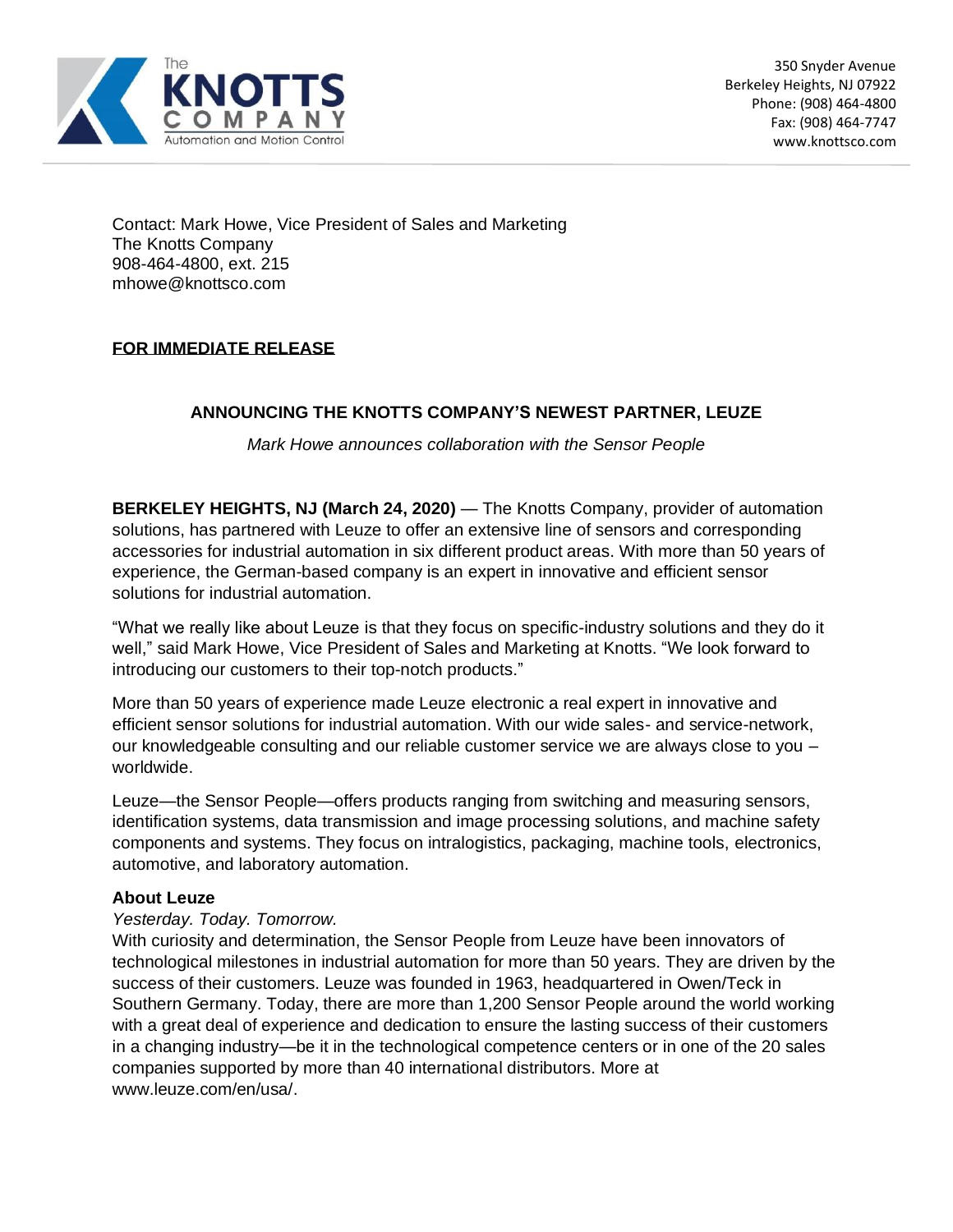The KNOTTS COMPANY
Automation and Motion Control

350 Snyder Avenue
Berkeley Heights, NJ 07922
Phone: (908) 464-4800
Fax: (908) 464-7747
www.knottsco.com

Contact: Mark Howe, Vice President of Sales and Marketing
The Knotts Company
908-464-4800, ext. 215
mhowe@knottsco.com

**FOR IMMEDIATE RELEASE**

## ANNOUNCING THE KNOTTS COMPANY'S NEWEST PARTNER, LEUZE

*Mark Howe announces collaboration with the Sensor People*

**BERKELEY HEIGHTS, NJ (March 24, 2020)** — The Knotts Company, provider of automation solutions, has partnered with Leuze to offer an extensive line of sensors and corresponding accessories for industrial automation in six different product areas. With more than 50 years of experience, the German-based company is an expert in innovative and efficient sensor solutions for industrial automation.

"What we really like about Leuze is that they focus on specific-industry solutions and they do it well," said Mark Howe, Vice President of Sales and Marketing at Knotts. "We look forward to introducing our customers to their top-notch products."

More than 50 years of experience made Leuze electronic a real expert in innovative and efficient sensor solutions for industrial automation. With our wide sales- and service-network, our knowledgeable consulting and our reliable customer service we are always close to you – worldwide.

Leuze—the Sensor People—offers products ranging from switching and measuring sensors, identification systems, data transmission and image processing solutions, and machine safety components and systems. They focus on intralogistics, packaging, machine tools, electronics, automotive, and laboratory automation.

**About Leuze**

*Yesterday. Today. Tomorrow.*

With curiosity and determination, the Sensor People from Leuze have been innovators of technological milestones in industrial automation for more than 50 years. They are driven by the success of their customers. Leuze was founded in 1963, headquartered in Owen/Teck in Southern Germany. Today, there are more than 1,200 Sensor People around the world working with a great deal of experience and dedication to ensure the lasting success of their customers in a changing industry—be it in the technological competence centers or in one of the 20 sales companies supported by more than 40 international distributors. More at www.leuze.com/en/usa/.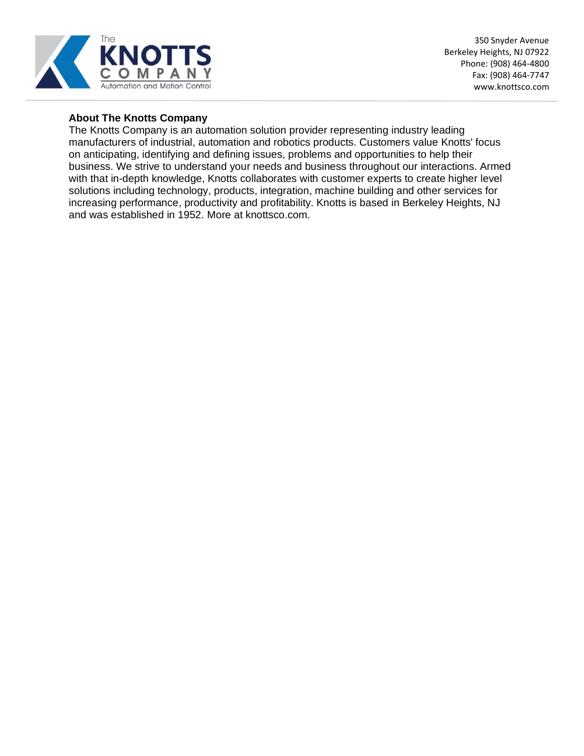## About The Knotts Company

The Knotts Company is an automation solution provider representing industry leading manufacturers of industrial, automation and robotics products. Customers value Knotts' focus on anticipating, identifying and defining issues, problems and opportunities to help their business. We strive to understand your needs and business throughout our interactions. Armed with that in-depth knowledge, Knotts collaborates with customer experts to create higher level solutions including technology, products, integration, machine building and other services for increasing performance, productivity and profitability. Knotts is based in Berkeley Heights, NJ and was established in 1952. More at knottsco.com.